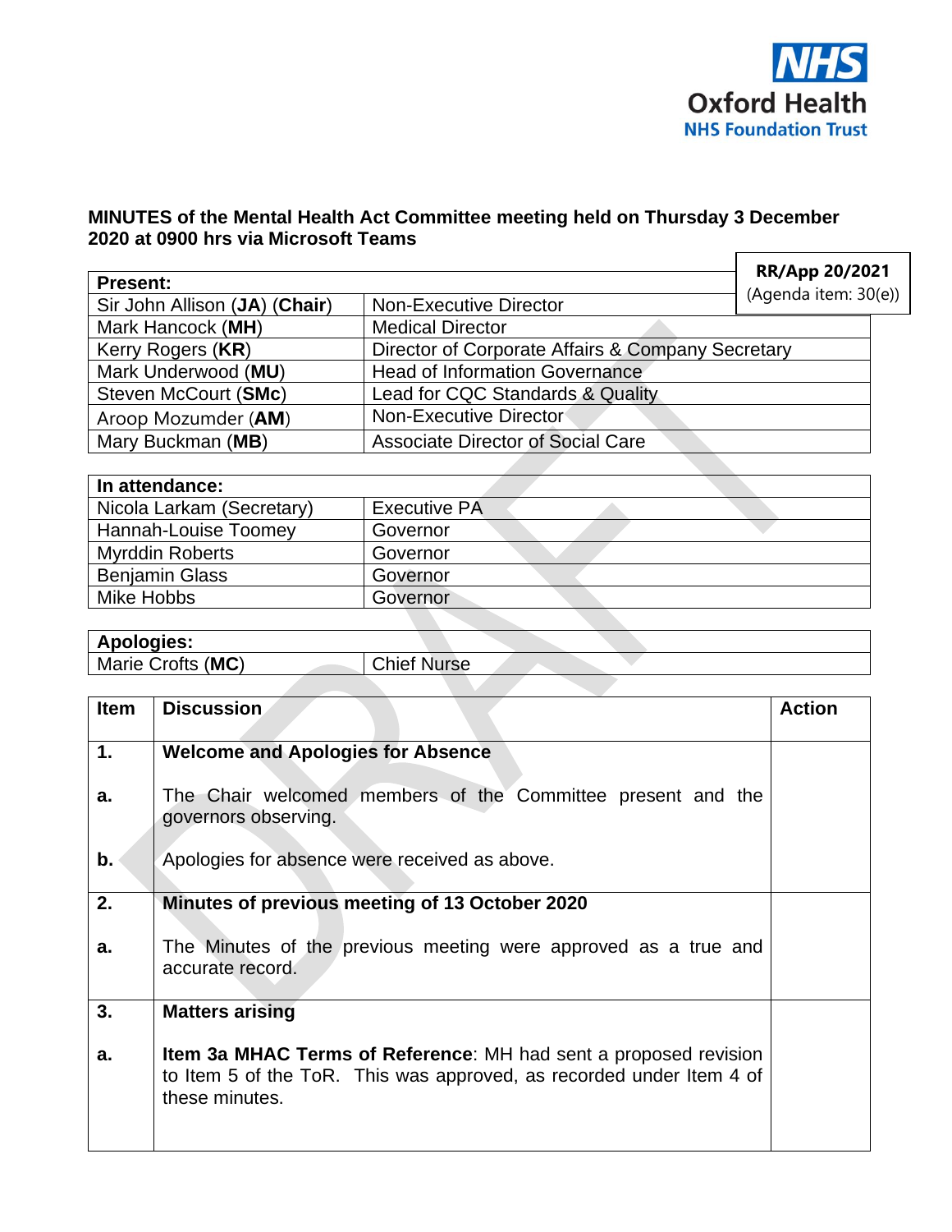**NHS Oxford Health NHS Foundation Trust**

## MINUTES of the Mental Health Act Committee meeting held on Thursday 3 December 2020 at 0900 hrs via Microsoft Teams

**RR/App 20/2021**
(Agenda item: 30(e))

| **Present:** | |
|---|---|
| Sir John Allison (**JA**) (**Chair**) | Non-Executive Director |
| Mark Hancock (**MH**) | Medical Director |
| Kerry Rogers (**KR**) | Director of Corporate Affairs & Company Secretary |
| Mark Underwood (**MU**) | Head of Information Governance |
| Steven McCourt (**SMc**) | Lead for CQC Standards & Quality |
| Aroop Mozumder (**AM**) | Non-Executive Director |
| Mary Buckman (**MB**) | Associate Director of Social Care |

| **In attendance:** | |
|---|---|
| Nicola Larkam (Secretary) | Executive PA |
| Hannah-Louise Toomey | Governor |
| Myrddin Roberts | Governor |
| Benjamin Glass | Governor |
| Mike Hobbs | Governor |

| **Apologies:** | |
|---|---|
| Marie Crofts (**MC**) | Chief Nurse |

| **Item** | **Discussion** | **Action** |
|---|---|---|
| **1.** | **Welcome and Apologies for Absence** | |
| **a.** | The Chair welcomed members of the Committee present and the governors observing. | |
| **b.** | Apologies for absence were received as above. | |
| **2.** | **Minutes of previous meeting of 13 October 2020** | |
| **a.** | The Minutes of the previous meeting were approved as a true and accurate record. | |
| **3.** | **Matters arising** | |
| **a.** | **Item 3a MHAC Terms of Reference**: MH had sent a proposed revision to Item 5 of the ToR. This was approved, as recorded under Item 4 of these minutes. | |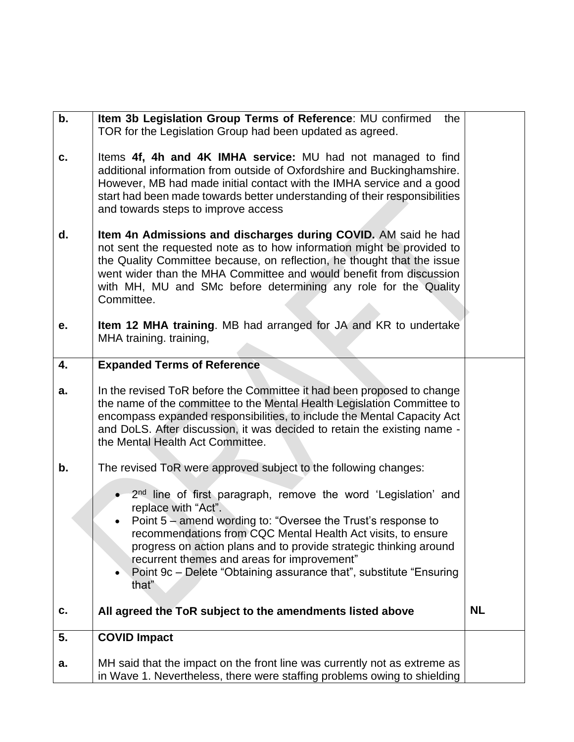| | | |
|---|---|---|
| **b.** | **Item 3b Legislation Group Terms of Reference**: MU confirmed the TOR for the Legislation Group had been updated as agreed. | |
| **c.** | Items **4f, 4h and 4K IMHA service:** MU had not managed to find additional information from outside of Oxfordshire and Buckinghamshire. However, MB had made initial contact with the IMHA service and a good start had been made towards better understanding of their responsibilities and towards steps to improve access | |
| **d.** | **Item 4n Admissions and discharges during COVID.** AM said he had not sent the requested note as to how information might be provided to the Quality Committee because, on reflection, he thought that the issue went wider than the MHA Committee and would benefit from discussion with MH, MU and SMc before determining any role for the Quality Committee. | |
| **e.** | **Item 12 MHA training**. MB had arranged for JA and KR to undertake MHA training. training, | |
| **4.** | **Expanded Terms of Reference** | |
| **a.** | In the revised ToR before the Committee it had been proposed to change the name of the committee to the Mental Health Legislation Committee to encompass expanded responsibilities, to include the Mental Capacity Act and DoLS. After discussion, it was decided to retain the existing name - the Mental Health Act Committee. | |
| **b.** | The revised ToR were approved subject to the following changes:<br><br>• 2nd line of first paragraph, remove the word 'Legislation' and replace with "Act".<br>• Point 5 – amend wording to: "Oversee the Trust's response to recommendations from CQC Mental Health Act visits, to ensure progress on action plans and to provide strategic thinking around recurrent themes and areas for improvement"<br>• Point 9c – Delete "Obtaining assurance that", substitute "Ensuring that" | |
| **c.** | **All agreed the ToR subject to the amendments listed above** | **NL** |
| **5.** | **COVID Impact** | |
| **a.** | MH said that the impact on the front line was currently not as extreme as in Wave 1. Nevertheless, there were staffing problems owing to shielding | |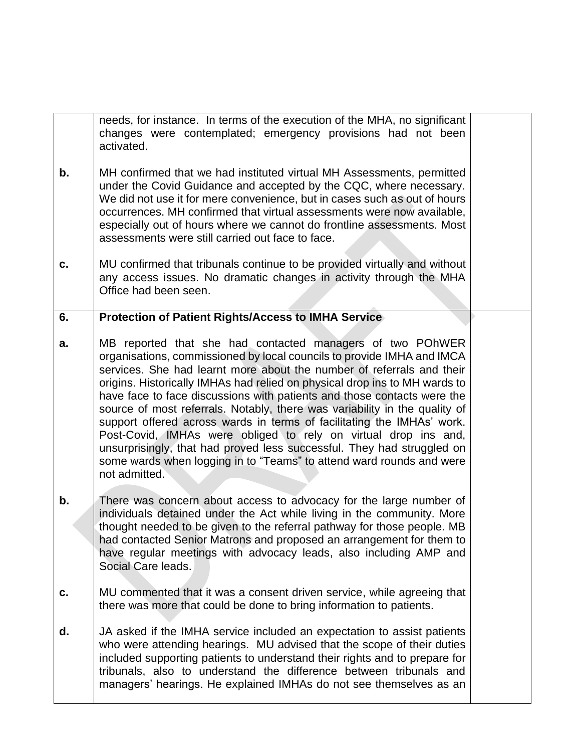| | | |
|---|---|---|
| | needs, for instance. In terms of the execution of the MHA, no significant changes were contemplated; emergency provisions had not been activated. | |
| **b.** | MH confirmed that we had instituted virtual MH Assessments, permitted under the Covid Guidance and accepted by the CQC, where necessary. We did not use it for mere convenience, but in cases such as out of hours occurrences. MH confirmed that virtual assessments were now available, especially out of hours where we cannot do frontline assessments. Most assessments were still carried out face to face. | |
| **c.** | MU confirmed that tribunals continue to be provided virtually and without any access issues. No dramatic changes in activity through the MHA Office had been seen. | |
| **6.** | **Protection of Patient Rights/Access to IMHA Service** | |
| **a.** | MB reported that she had contacted managers of two POhWER organisations, commissioned by local councils to provide IMHA and IMCA services. She had learnt more about the number of referrals and their origins. Historically IMHAs had relied on physical drop ins to MH wards to have face to face discussions with patients and those contacts were the source of most referrals. Notably, there was variability in the quality of support offered across wards in terms of facilitating the IMHAs' work. Post-Covid, IMHAs were obliged to rely on virtual drop ins and, unsurprisingly, that had proved less successful. They had struggled on some wards when logging in to "Teams" to attend ward rounds and were not admitted. | |
| **b.** | There was concern about access to advocacy for the large number of individuals detained under the Act while living in the community. More thought needed to be given to the referral pathway for those people. MB had contacted Senior Matrons and proposed an arrangement for them to have regular meetings with advocacy leads, also including AMP and Social Care leads. | |
| **c.** | MU commented that it was a consent driven service, while agreeing that there was more that could be done to bring information to patients. | |
| **d.** | JA asked if the IMHA service included an expectation to assist patients who were attending hearings. MU advised that the scope of their duties included supporting patients to understand their rights and to prepare for tribunals, also to understand the difference between tribunals and managers' hearings. He explained IMHAs do not see themselves as an | |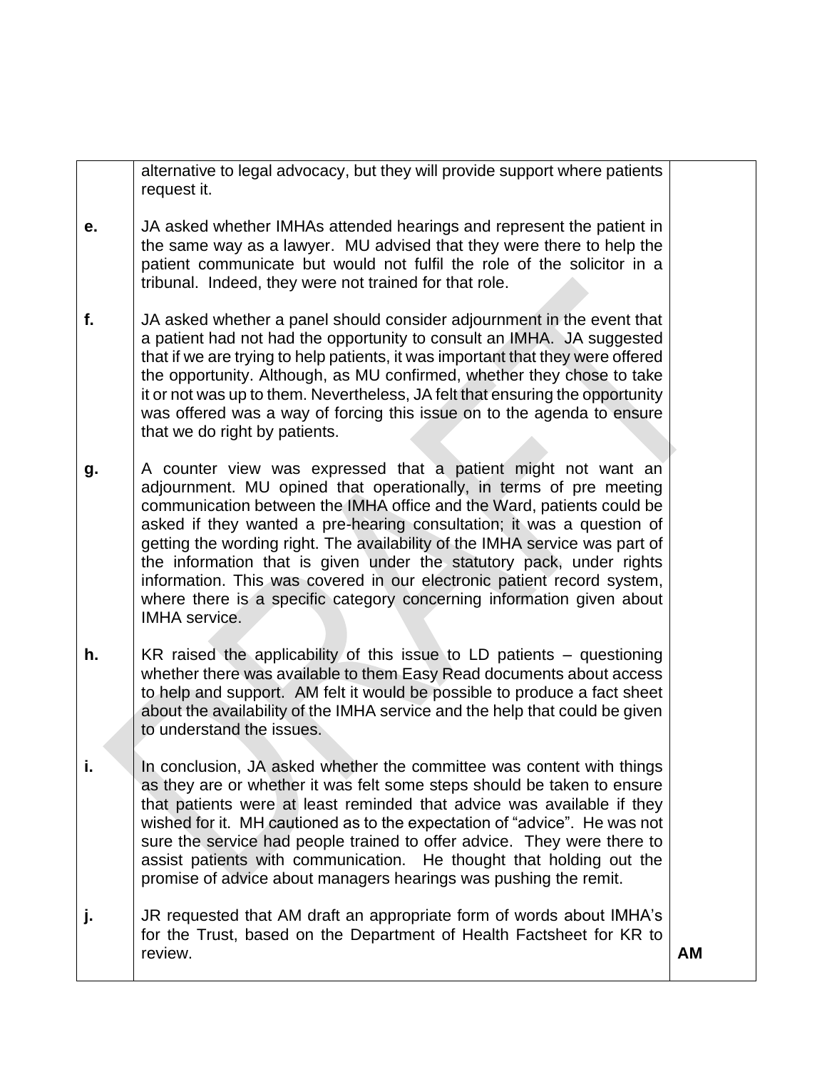| | | |
|---|---|---|
| | alternative to legal advocacy, but they will provide support where patients request it. | |
| **e.** | JA asked whether IMHAs attended hearings and represent the patient in the same way as a lawyer. MU advised that they were there to help the patient communicate but would not fulfil the role of the solicitor in a tribunal. Indeed, they were not trained for that role. | |
| **f.** | JA asked whether a panel should consider adjournment in the event that a patient had not had the opportunity to consult an IMHA. JA suggested that if we are trying to help patients, it was important that they were offered the opportunity. Although, as MU confirmed, whether they chose to take it or not was up to them. Nevertheless, JA felt that ensuring the opportunity was offered was a way of forcing this issue on to the agenda to ensure that we do right by patients. | |
| **g.** | A counter view was expressed that a patient might not want an adjournment. MU opined that operationally, in terms of pre meeting communication between the IMHA office and the Ward, patients could be asked if they wanted a pre-hearing consultation; it was a question of getting the wording right. The availability of the IMHA service was part of the information that is given under the statutory pack, under rights information. This was covered in our electronic patient record system, where there is a specific category concerning information given about IMHA service. | |
| **h.** | KR raised the applicability of this issue to LD patients – questioning whether there was available to them Easy Read documents about access to help and support. AM felt it would be possible to produce a fact sheet about the availability of the IMHA service and the help that could be given to understand the issues. | |
| **i.** | In conclusion, JA asked whether the committee was content with things as they are or whether it was felt some steps should be taken to ensure that patients were at least reminded that advice was available if they wished for it. MH cautioned as to the expectation of "advice". He was not sure the service had people trained to offer advice. They were there to assist patients with communication. He thought that holding out the promise of advice about managers hearings was pushing the remit. | |
| **j.** | JR requested that AM draft an appropriate form of words about IMHA's for the Trust, based on the Department of Health Factsheet for KR to review. | **AM** |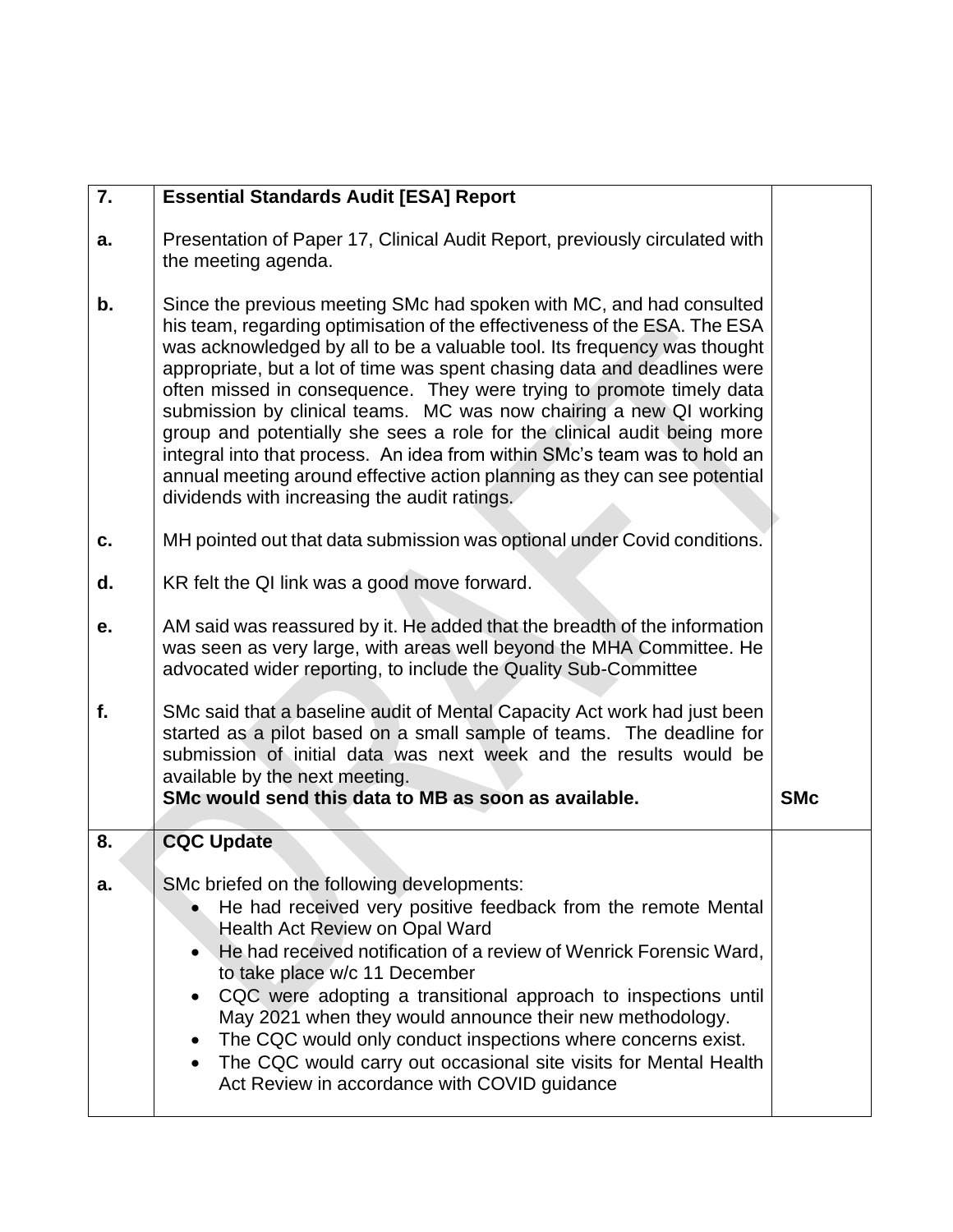| | | |
|---|---|---|
| **7.** | **Essential Standards Audit [ESA] Report** | |
| **a.** | Presentation of Paper 17, Clinical Audit Report, previously circulated with the meeting agenda. | |
| **b.** | Since the previous meeting SMc had spoken with MC, and had consulted his team, regarding optimisation of the effectiveness of the ESA. The ESA was acknowledged by all to be a valuable tool. Its frequency was thought appropriate, but a lot of time was spent chasing data and deadlines were often missed in consequence. They were trying to promote timely data submission by clinical teams. MC was now chairing a new QI working group and potentially she sees a role for the clinical audit being more integral into that process. An idea from within SMc's team was to hold an annual meeting around effective action planning as they can see potential dividends with increasing the audit ratings. | |
| **c.** | MH pointed out that data submission was optional under Covid conditions. | |
| **d.** | KR felt the QI link was a good move forward. | |
| **e.** | AM said was reassured by it. He added that the breadth of the information was seen as very large, with areas well beyond the MHA Committee. He advocated wider reporting, to include the Quality Sub-Committee | |
| **f.** | SMc said that a baseline audit of Mental Capacity Act work had just been started as a pilot based on a small sample of teams. The deadline for submission of initial data was next week and the results would be available by the next meeting. **SMc would send this data to MB as soon as available.** | **SMc** |
| **8.** | **CQC Update** | |
| **a.** | SMc briefed on the following developments: <br>• He had received very positive feedback from the remote Mental Health Act Review on Opal Ward <br>• He had received notification of a review of Wenrick Forensic Ward, to take place w/c 11 December <br>• CQC were adopting a transitional approach to inspections until May 2021 when they would announce their new methodology. <br>• The CQC would only conduct inspections where concerns exist. <br>• The CQC would carry out occasional site visits for Mental Health Act Review in accordance with COVID guidance | |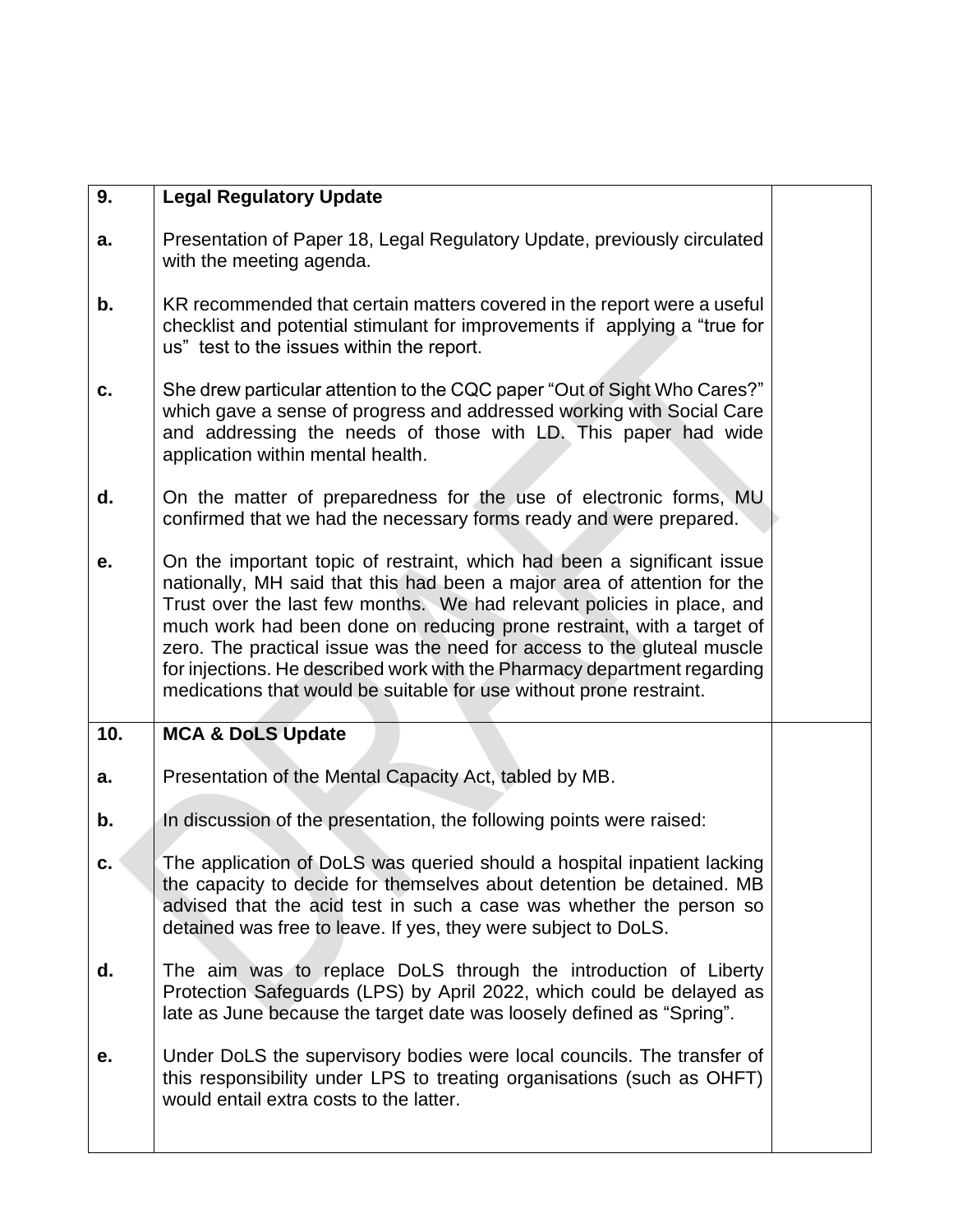| | | |
|---|---|---|
| **9.** | **Legal Regulatory Update** | |
| **a.** | Presentation of Paper 18, Legal Regulatory Update, previously circulated with the meeting agenda. | |
| **b.** | KR recommended that certain matters covered in the report were a useful checklist and potential stimulant for improvements if applying a "true for us" test to the issues within the report. | |
| **c.** | She drew particular attention to the CQC paper "Out of Sight Who Cares?" which gave a sense of progress and addressed working with Social Care and addressing the needs of those with LD. This paper had wide application within mental health. | |
| **d.** | On the matter of preparedness for the use of electronic forms, MU confirmed that we had the necessary forms ready and were prepared. | |
| **e.** | On the important topic of restraint, which had been a significant issue nationally, MH said that this had been a major area of attention for the Trust over the last few months. We had relevant policies in place, and much work had been done on reducing prone restraint, with a target of zero. The practical issue was the need for access to the gluteal muscle for injections. He described work with the Pharmacy department regarding medications that would be suitable for use without prone restraint. | |
| **10.** | **MCA & DoLS Update** | |
| **a.** | Presentation of the Mental Capacity Act, tabled by MB. | |
| **b.** | In discussion of the presentation, the following points were raised: | |
| **c.** | The application of DoLS was queried should a hospital inpatient lacking the capacity to decide for themselves about detention be detained. MB advised that the acid test in such a case was whether the person so detained was free to leave. If yes, they were subject to DoLS. | |
| **d.** | The aim was to replace DoLS through the introduction of Liberty Protection Safeguards (LPS) by April 2022, which could be delayed as late as June because the target date was loosely defined as "Spring". | |
| **e.** | Under DoLS the supervisory bodies were local councils. The transfer of this responsibility under LPS to treating organisations (such as OHFT) would entail extra costs to the latter. | |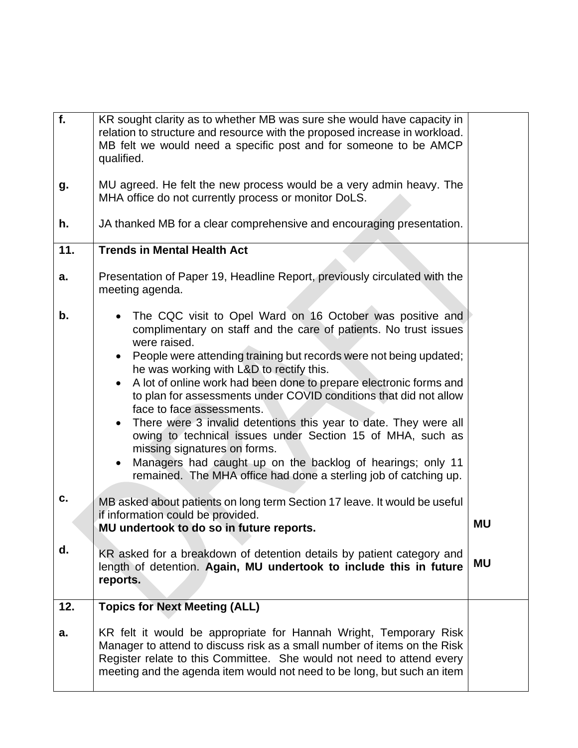| | | |
|---|---|---|
| **f.** | KR sought clarity as to whether MB was sure she would have capacity in relation to structure and resource with the proposed increase in workload. MB felt we would need a specific post and for someone to be AMCP qualified. | |
| **g.** | MU agreed. He felt the new process would be a very admin heavy. The MHA office do not currently process or monitor DoLS. | |
| **h.** | JA thanked MB for a clear comprehensive and encouraging presentation. | |
| **11.** | **Trends in Mental Health Act** | |
| **a.** | Presentation of Paper 19, Headline Report, previously circulated with the meeting agenda. | |
| **b.** | • The CQC visit to Opel Ward on 16 October was positive and complimentary on staff and the care of patients. No trust issues were raised.<br>• People were attending training but records were not being updated; he was working with L&D to rectify this.<br>• A lot of online work had been done to prepare electronic forms and to plan for assessments under COVID conditions that did not allow face to face assessments.<br>• There were 3 invalid detentions this year to date. They were all owing to technical issues under Section 15 of MHA, such as missing signatures on forms.<br>• Managers had caught up on the backlog of hearings; only 11 remained. The MHA office had done a sterling job of catching up. | |
| **c.** | MB asked about patients on long term Section 17 leave. It would be useful if information could be provided.<br>**MU undertook to do so in future reports.** | **MU** |
| **d.** | KR asked for a breakdown of detention details by patient category and length of detention. **Again, MU undertook to include this in future reports.** | **MU** |
| **12.** | **Topics for Next Meeting (ALL)** | |
| **a.** | KR felt it would be appropriate for Hannah Wright, Temporary Risk Manager to attend to discuss risk as a small number of items on the Risk Register relate to this Committee. She would not need to attend every meeting and the agenda item would not need to be long, but such an item | |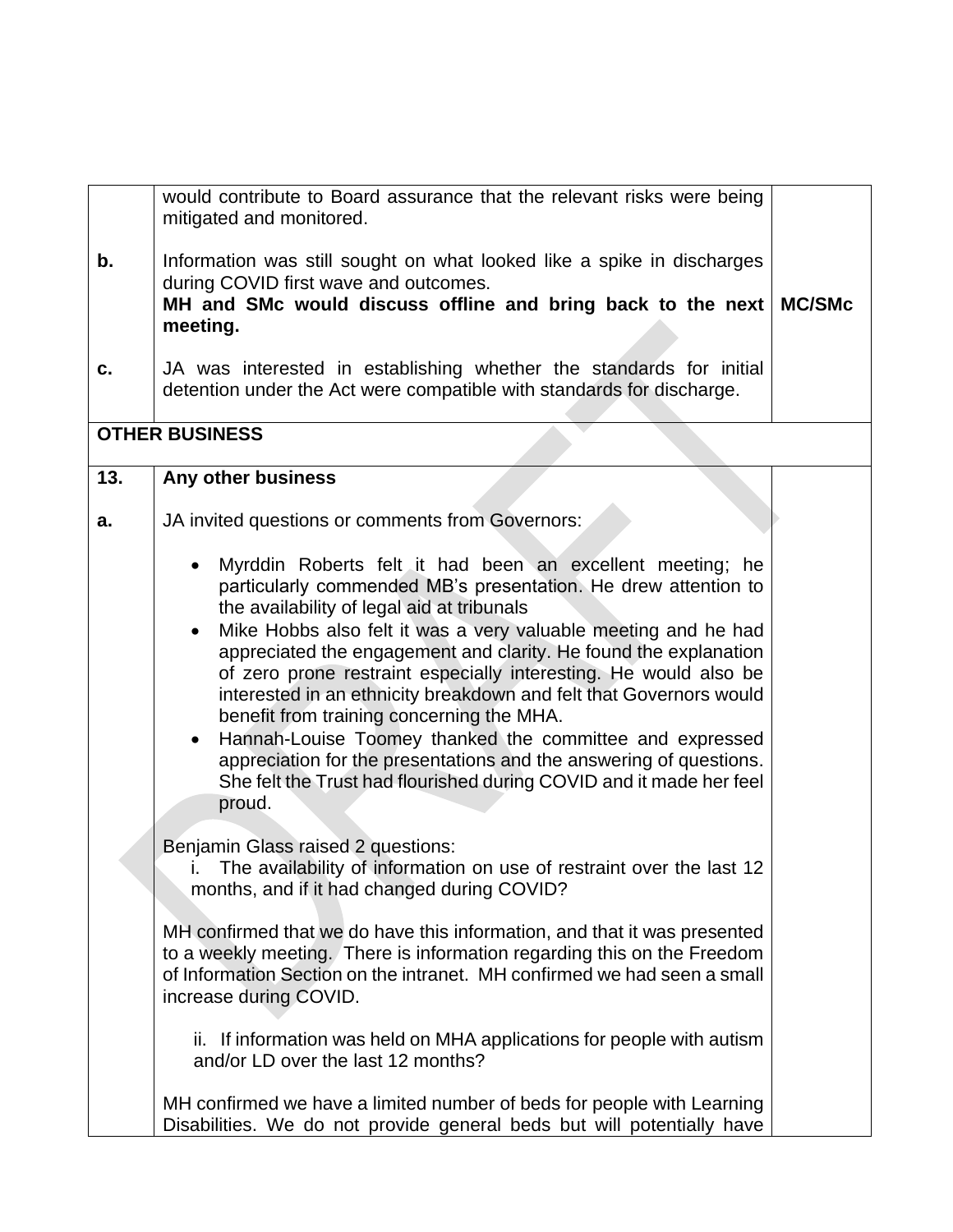| | | |
|---|---|---|
| | would contribute to Board assurance that the relevant risks were being mitigated and monitored. | |
| **b.** | Information was still sought on what looked like a spike in discharges during COVID first wave and outcomes.<br>**MH and SMc would discuss offline and bring back to the next meeting.** | **MC/SMc** |
| **c.** | JA was interested in establishing whether the standards for initial detention under the Act were compatible with standards for discharge. | |
| **OTHER BUSINESS** | | |
| **13.** | **Any other business** | |
| **a.** | JA invited questions or comments from Governors:<br><br>• Myrddin Roberts felt it had been an excellent meeting; he particularly commended MB's presentation. He drew attention to the availability of legal aid at tribunals<br>• Mike Hobbs also felt it was a very valuable meeting and he had appreciated the engagement and clarity. He found the explanation of zero prone restraint especially interesting. He would also be interested in an ethnicity breakdown and felt that Governors would benefit from training concerning the MHA.<br>• Hannah-Louise Toomey thanked the committee and expressed appreciation for the presentations and the answering of questions. She felt the Trust had flourished during COVID and it made her feel proud.<br><br>Benjamin Glass raised 2 questions:<br>i. The availability of information on use of restraint over the last 12 months, and if it had changed during COVID?<br><br>MH confirmed that we do have this information, and that it was presented to a weekly meeting. There is information regarding this on the Freedom of Information Section on the intranet. MH confirmed we had seen a small increase during COVID.<br><br>ii. If information was held on MHA applications for people with autism and/or LD over the last 12 months?<br><br>MH confirmed we have a limited number of beds for people with Learning Disabilities. We do not provide general beds but will potentially have | |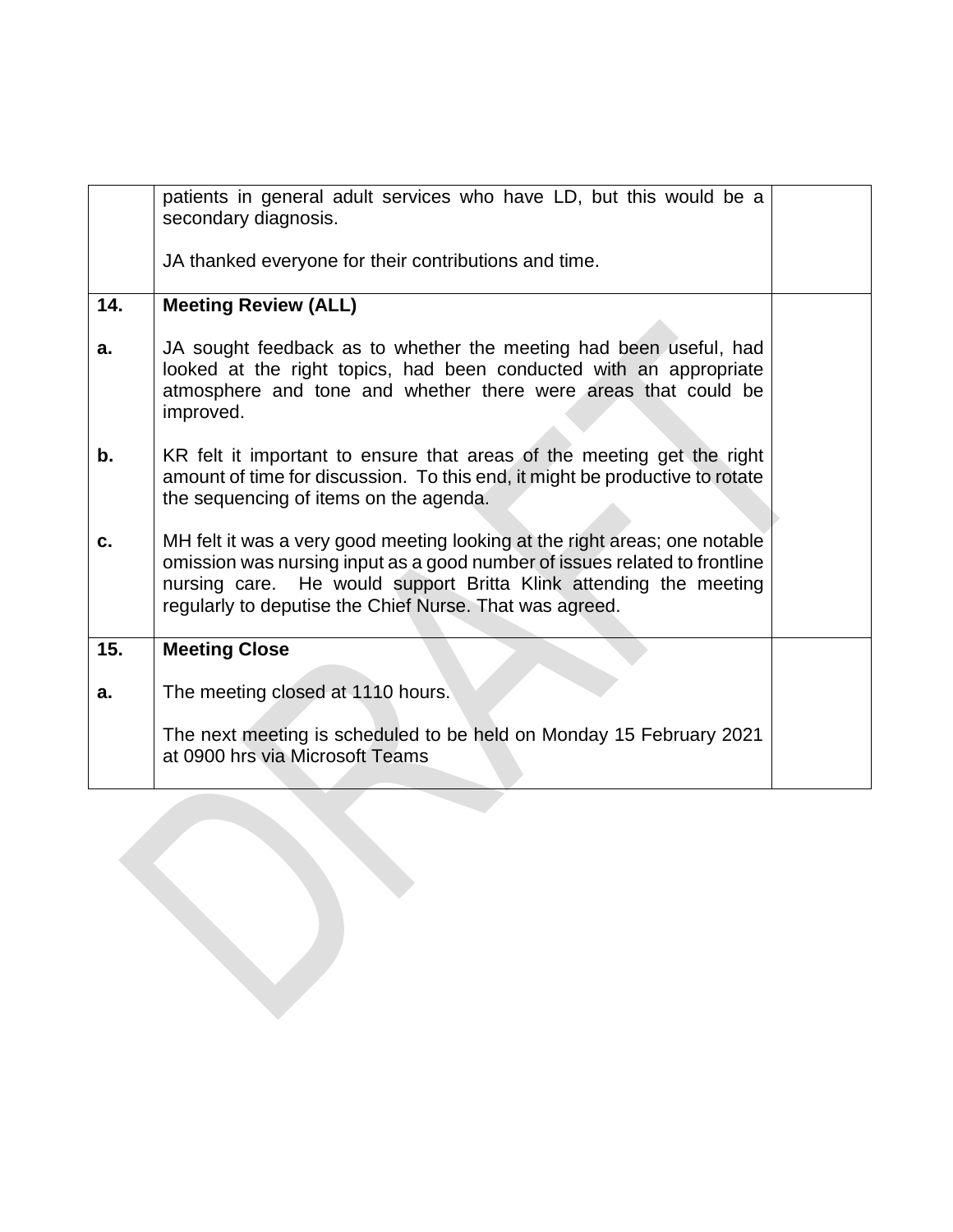| | | |
|---|---|---|
| | patients in general adult services who have LD, but this would be a secondary diagnosis.<br><br>JA thanked everyone for their contributions and time. | |
| **14.** | **Meeting Review (ALL)** | |
| **a.** | JA sought feedback as to whether the meeting had been useful, had looked at the right topics, had been conducted with an appropriate atmosphere and tone and whether there were areas that could be improved. | |
| **b.** | KR felt it important to ensure that areas of the meeting get the right amount of time for discussion. To this end, it might be productive to rotate the sequencing of items on the agenda. | |
| **c.** | MH felt it was a very good meeting looking at the right areas; one notable omission was nursing input as a good number of issues related to frontline nursing care. He would support Britta Klink attending the meeting regularly to deputise the Chief Nurse. That was agreed. | |
| **15.** | **Meeting Close** | |
| **a.** | The meeting closed at 1110 hours.<br><br>The next meeting is scheduled to be held on Monday 15 February 2021 at 0900 hrs via Microsoft Teams | |